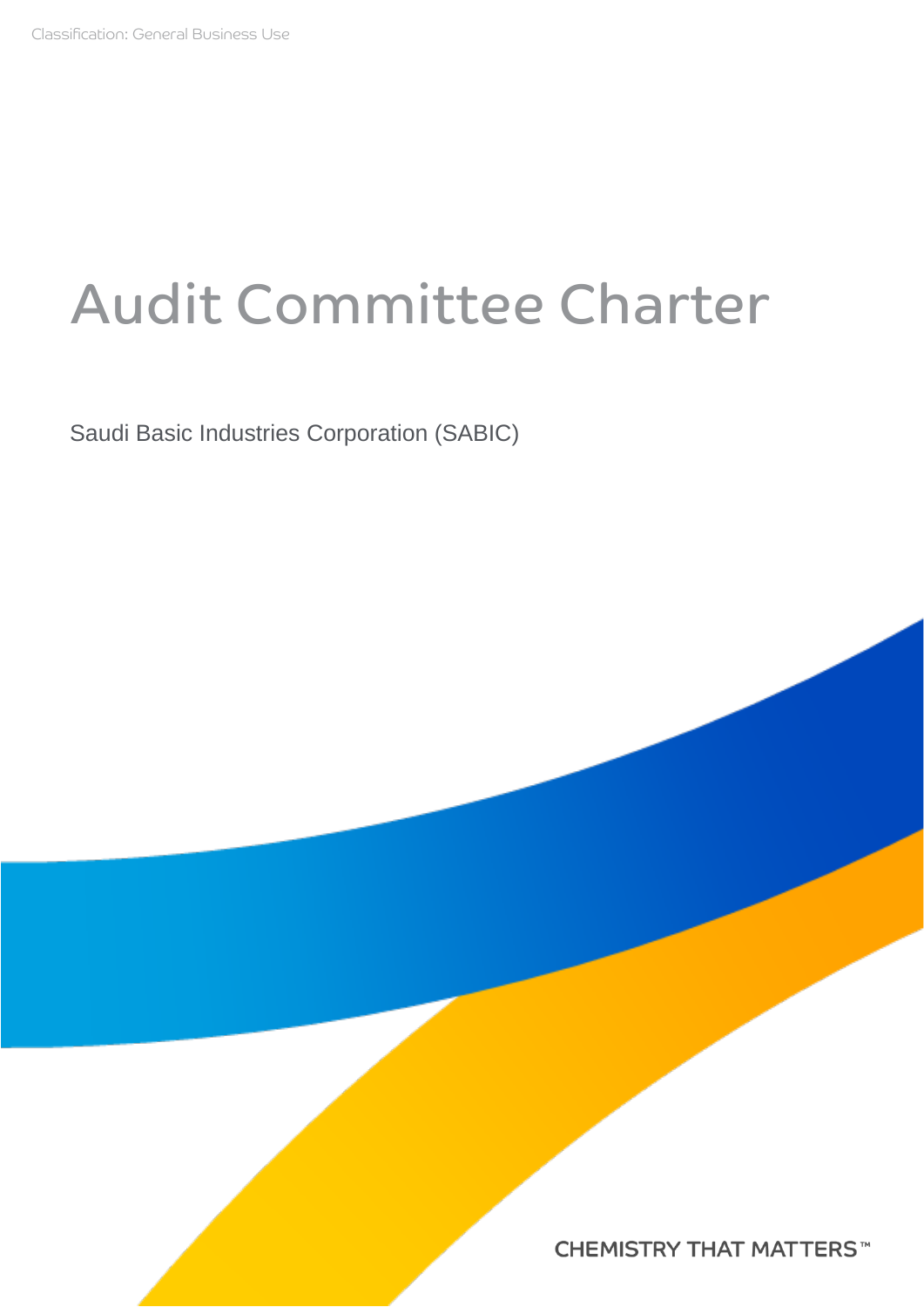Classification: General Business Use

# Audit Committee Charter

Saudi Basic Industries Corporation (SABIC)

CHEMISTRY THAT MATTERS™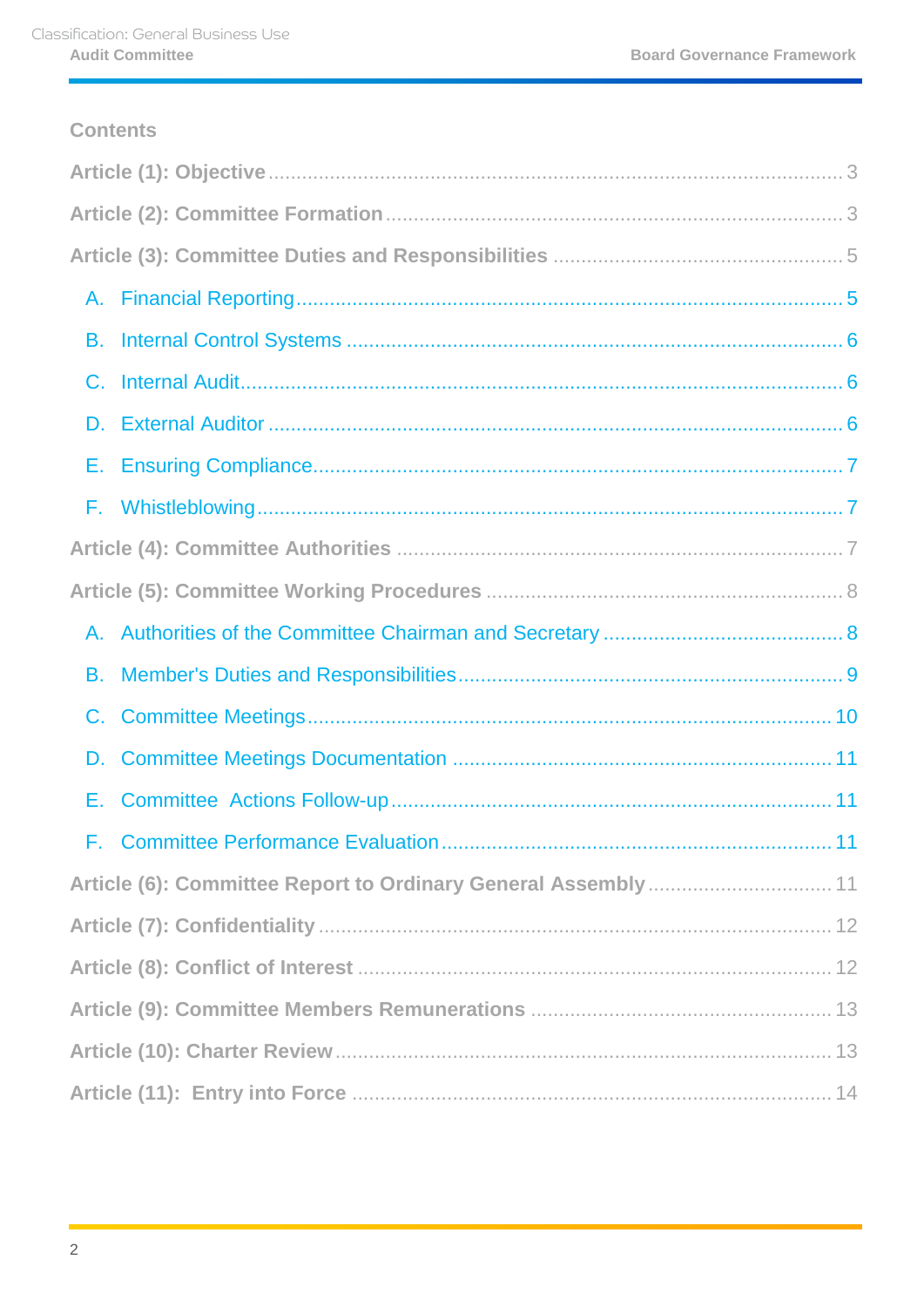## Contents

Article (1): Objective ..... 3

Article (2): Committee Formation ..... 3

Article (3): Committee Duties and Responsibilities ..... 5

- A. Financial Reporting ..... 5
- B. Internal Control Systems ..... 6
- C. Internal Audit ..... 6
- D. External Auditor ..... 6
- E. Ensuring Compliance ..... 7
- F. Whistleblowing ..... 7

Article (4): Committee Authorities ..... 7

Article (5): Committee Working Procedures ..... 8

- A. Authorities of the Committee Chairman and Secretary ..... 8
- B. Member's Duties and Responsibilities ..... 9
- C. Committee Meetings ..... 10
- D. Committee Meetings Documentation ..... 11
- E. Committee Actions Follow-up ..... 11
- F. Committee Performance Evaluation ..... 11

Article (6): Committee Report to Ordinary General Assembly ..... 11

Article (7): Confidentiality ..... 12

Article (8): Conflict of Interest ..... 12

Article (9): Committee Members Remunerations ..... 13

Article (10): Charter Review ..... 13

Article (11): Entry into Force ..... 14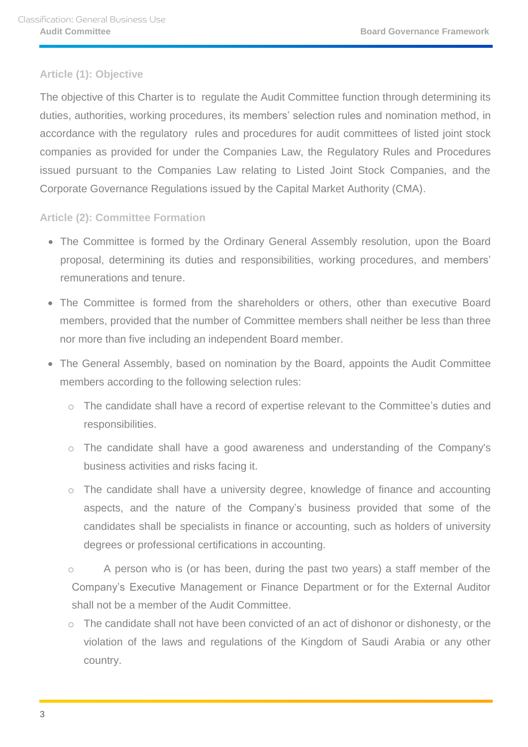## Article (1): Objective

The objective of this Charter is to regulate the Audit Committee function through determining its duties, authorities, working procedures, its members' selection rules and nomination method, in accordance with the regulatory rules and procedures for audit committees of listed joint stock companies as provided for under the Companies Law, the Regulatory Rules and Procedures issued pursuant to the Companies Law relating to Listed Joint Stock Companies, and the Corporate Governance Regulations issued by the Capital Market Authority (CMA).

## Article (2): Committee Formation

- The Committee is formed by the Ordinary General Assembly resolution, upon the Board proposal, determining its duties and responsibilities, working procedures, and members' remunerations and tenure.
- The Committee is formed from the shareholders or others, other than executive Board members, provided that the number of Committee members shall neither be less than three nor more than five including an independent Board member.
- The General Assembly, based on nomination by the Board, appoints the Audit Committee members according to the following selection rules:
  - The candidate shall have a record of expertise relevant to the Committee's duties and responsibilities.
  - The candidate shall have a good awareness and understanding of the Company's business activities and risks facing it.
  - The candidate shall have a university degree, knowledge of finance and accounting aspects, and the nature of the Company's business provided that some of the candidates shall be specialists in finance or accounting, such as holders of university degrees or professional certifications in accounting.
  - A person who is (or has been, during the past two years) a staff member of the Company's Executive Management or Finance Department or for the External Auditor shall not be a member of the Audit Committee.
  - The candidate shall not have been convicted of an act of dishonor or dishonesty, or the violation of the laws and regulations of the Kingdom of Saudi Arabia or any other country.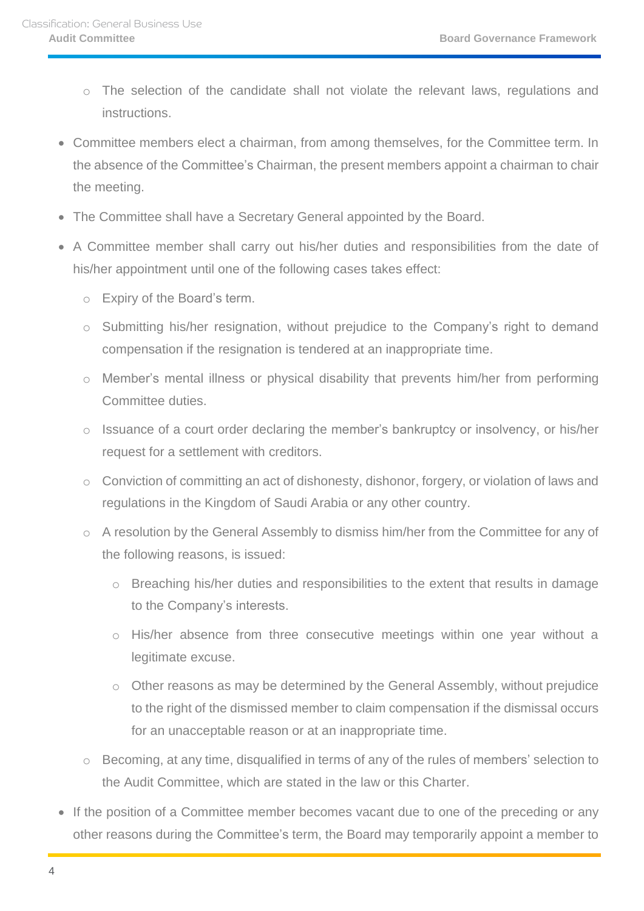- The selection of the candidate shall not violate the relevant laws, regulations and instructions.
- Committee members elect a chairman, from among themselves, for the Committee term. In the absence of the Committee's Chairman, the present members appoint a chairman to chair the meeting.
- The Committee shall have a Secretary General appointed by the Board.
- A Committee member shall carry out his/her duties and responsibilities from the date of his/her appointment until one of the following cases takes effect:
    - Expiry of the Board's term.
    - Submitting his/her resignation, without prejudice to the Company's right to demand compensation if the resignation is tendered at an inappropriate time.
    - Member's mental illness or physical disability that prevents him/her from performing Committee duties.
    - Issuance of a court order declaring the member's bankruptcy or insolvency, or his/her request for a settlement with creditors.
    - Conviction of committing an act of dishonesty, dishonor, forgery, or violation of laws and regulations in the Kingdom of Saudi Arabia or any other country.
    - A resolution by the General Assembly to dismiss him/her from the Committee for any of the following reasons, is issued:
        - Breaching his/her duties and responsibilities to the extent that results in damage to the Company's interests.
        - His/her absence from three consecutive meetings within one year without a legitimate excuse.
        - Other reasons as may be determined by the General Assembly, without prejudice to the right of the dismissed member to claim compensation if the dismissal occurs for an unacceptable reason or at an inappropriate time.
    - Becoming, at any time, disqualified in terms of any of the rules of members' selection to the Audit Committee, which are stated in the law or this Charter.
- If the position of a Committee member becomes vacant due to one of the preceding or any other reasons during the Committee's term, the Board may temporarily appoint a member to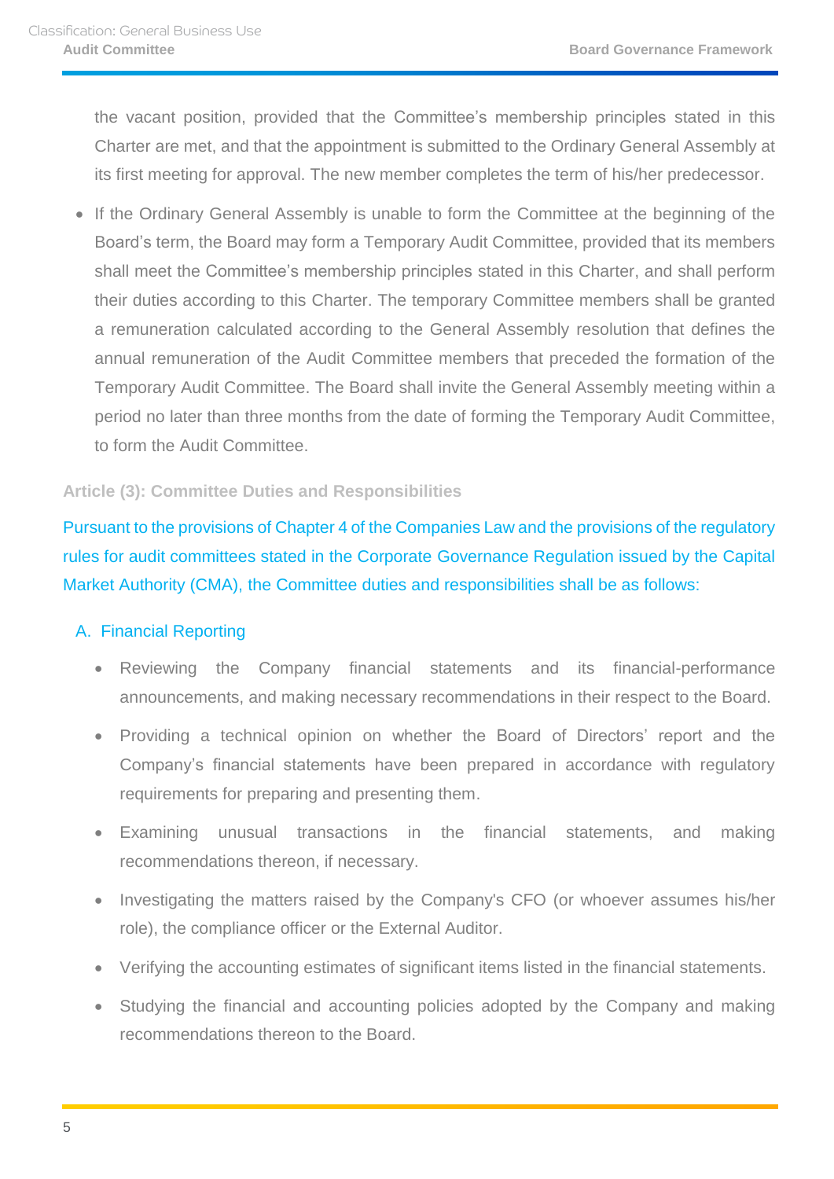the vacant position, provided that the Committee's membership principles stated in this Charter are met, and that the appointment is submitted to the Ordinary General Assembly at its first meeting for approval. The new member completes the term of his/her predecessor.

- If the Ordinary General Assembly is unable to form the Committee at the beginning of the Board's term, the Board may form a Temporary Audit Committee, provided that its members shall meet the Committee's membership principles stated in this Charter, and shall perform their duties according to this Charter. The temporary Committee members shall be granted a remuneration calculated according to the General Assembly resolution that defines the annual remuneration of the Audit Committee members that preceded the formation of the Temporary Audit Committee. The Board shall invite the General Assembly meeting within a period no later than three months from the date of forming the Temporary Audit Committee, to form the Audit Committee.

### Article (3): Committee Duties and Responsibilities

Pursuant to the provisions of Chapter 4 of the Companies Law and the provisions of the regulatory rules for audit committees stated in the Corporate Governance Regulation issued by the Capital Market Authority (CMA), the Committee duties and responsibilities shall be as follows:

A. Financial Reporting

- Reviewing the Company financial statements and its financial-performance announcements, and making necessary recommendations in their respect to the Board.
- Providing a technical opinion on whether the Board of Directors' report and the Company's financial statements have been prepared in accordance with regulatory requirements for preparing and presenting them.
- Examining unusual transactions in the financial statements, and making recommendations thereon, if necessary.
- Investigating the matters raised by the Company's CFO (or whoever assumes his/her role), the compliance officer or the External Auditor.
- Verifying the accounting estimates of significant items listed in the financial statements.
- Studying the financial and accounting policies adopted by the Company and making recommendations thereon to the Board.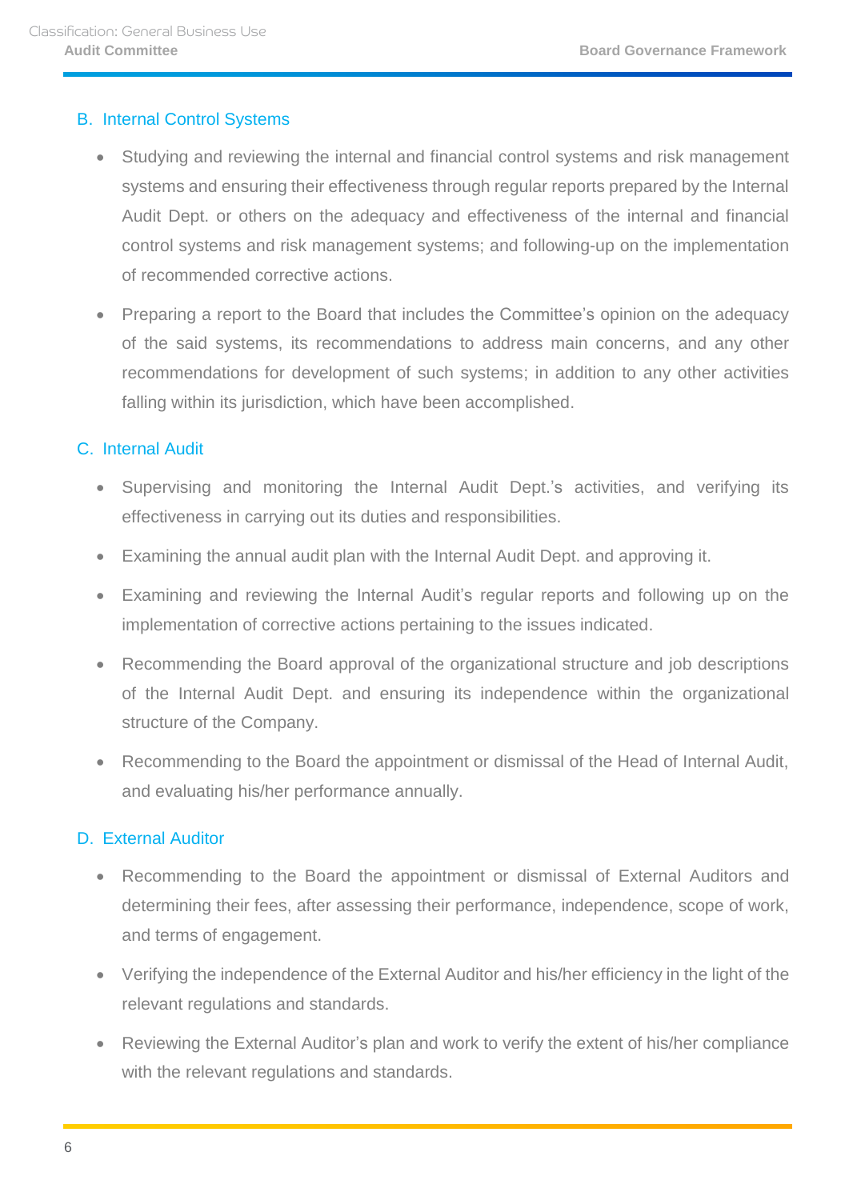### B. Internal Control Systems

- Studying and reviewing the internal and financial control systems and risk management systems and ensuring their effectiveness through regular reports prepared by the Internal Audit Dept. or others on the adequacy and effectiveness of the internal and financial control systems and risk management systems; and following-up on the implementation of recommended corrective actions.
- Preparing a report to the Board that includes the Committee's opinion on the adequacy of the said systems, its recommendations to address main concerns, and any other recommendations for development of such systems; in addition to any other activities falling within its jurisdiction, which have been accomplished.

### C. Internal Audit

- Supervising and monitoring the Internal Audit Dept.'s activities, and verifying its effectiveness in carrying out its duties and responsibilities.
- Examining the annual audit plan with the Internal Audit Dept. and approving it.
- Examining and reviewing the Internal Audit's regular reports and following up on the implementation of corrective actions pertaining to the issues indicated.
- Recommending the Board approval of the organizational structure and job descriptions of the Internal Audit Dept. and ensuring its independence within the organizational structure of the Company.
- Recommending to the Board the appointment or dismissal of the Head of Internal Audit, and evaluating his/her performance annually.

### D. External Auditor

- Recommending to the Board the appointment or dismissal of External Auditors and determining their fees, after assessing their performance, independence, scope of work, and terms of engagement.
- Verifying the independence of the External Auditor and his/her efficiency in the light of the relevant regulations and standards.
- Reviewing the External Auditor's plan and work to verify the extent of his/her compliance with the relevant regulations and standards.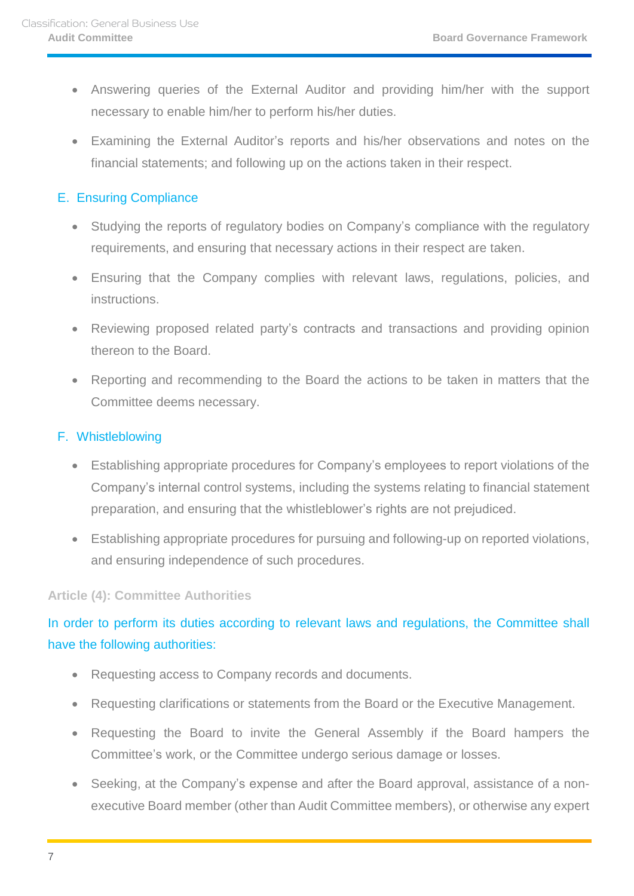- Answering queries of the External Auditor and providing him/her with the support necessary to enable him/her to perform his/her duties.
- Examining the External Auditor's reports and his/her observations and notes on the financial statements; and following up on the actions taken in their respect.

### E. Ensuring Compliance

- Studying the reports of regulatory bodies on Company's compliance with the regulatory requirements, and ensuring that necessary actions in their respect are taken.
- Ensuring that the Company complies with relevant laws, regulations, policies, and instructions.
- Reviewing proposed related party's contracts and transactions and providing opinion thereon to the Board.
- Reporting and recommending to the Board the actions to be taken in matters that the Committee deems necessary.

### F. Whistleblowing

- Establishing appropriate procedures for Company's employees to report violations of the Company's internal control systems, including the systems relating to financial statement preparation, and ensuring that the whistleblower's rights are not prejudiced.
- Establishing appropriate procedures for pursuing and following-up on reported violations, and ensuring independence of such procedures.

## Article (4): Committee Authorities

In order to perform its duties according to relevant laws and regulations, the Committee shall have the following authorities:

- Requesting access to Company records and documents.
- Requesting clarifications or statements from the Board or the Executive Management.
- Requesting the Board to invite the General Assembly if the Board hampers the Committee's work, or the Committee undergo serious damage or losses.
- Seeking, at the Company's expense and after the Board approval, assistance of a non-executive Board member (other than Audit Committee members), or otherwise any expert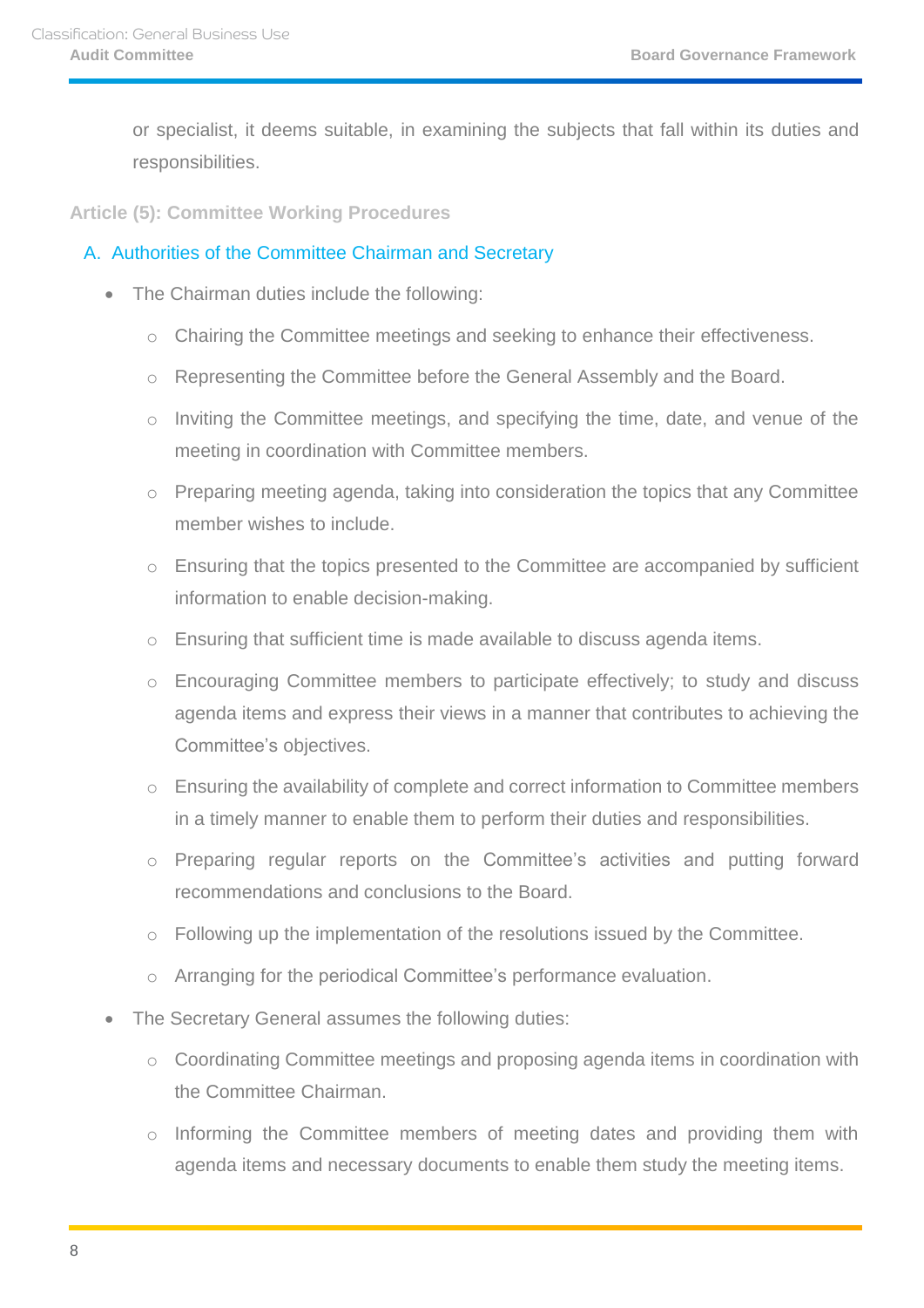or specialist, it deems suitable, in examining the subjects that fall within its duties and responsibilities.

### Article (5): Committee Working Procedures

#### A. Authorities of the Committee Chairman and Secretary

- The Chairman duties include the following:
  - Chairing the Committee meetings and seeking to enhance their effectiveness.
  - Representing the Committee before the General Assembly and the Board.
  - Inviting the Committee meetings, and specifying the time, date, and venue of the meeting in coordination with Committee members.
  - Preparing meeting agenda, taking into consideration the topics that any Committee member wishes to include.
  - Ensuring that the topics presented to the Committee are accompanied by sufficient information to enable decision-making.
  - Ensuring that sufficient time is made available to discuss agenda items.
  - Encouraging Committee members to participate effectively; to study and discuss agenda items and express their views in a manner that contributes to achieving the Committee's objectives.
  - Ensuring the availability of complete and correct information to Committee members in a timely manner to enable them to perform their duties and responsibilities.
  - Preparing regular reports on the Committee's activities and putting forward recommendations and conclusions to the Board.
  - Following up the implementation of the resolutions issued by the Committee.
  - Arranging for the periodical Committee's performance evaluation.
- The Secretary General assumes the following duties:
  - Coordinating Committee meetings and proposing agenda items in coordination with the Committee Chairman.
  - Informing the Committee members of meeting dates and providing them with agenda items and necessary documents to enable them study the meeting items.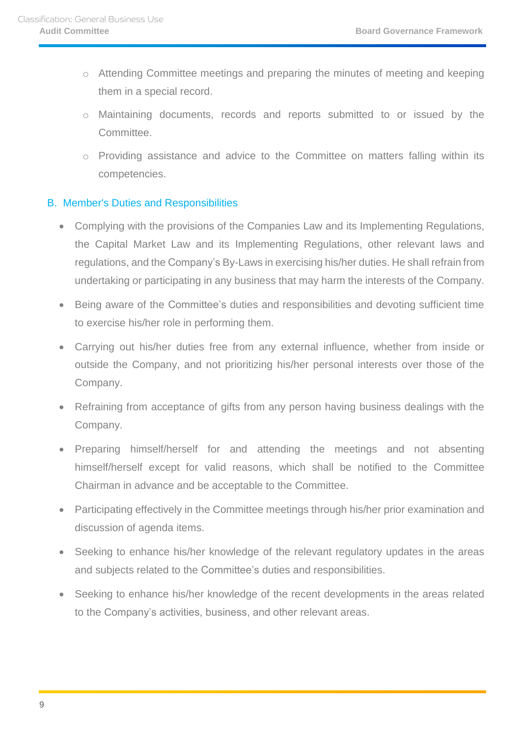- Attending Committee meetings and preparing the minutes of meeting and keeping them in a special record.
  - Maintaining documents, records and reports submitted to or issued by the Committee.
  - Providing assistance and advice to the Committee on matters falling within its competencies.

## B. Member's Duties and Responsibilities

- Complying with the provisions of the Companies Law and its Implementing Regulations, the Capital Market Law and its Implementing Regulations, other relevant laws and regulations, and the Company's By-Laws in exercising his/her duties. He shall refrain from undertaking or participating in any business that may harm the interests of the Company.
- Being aware of the Committee's duties and responsibilities and devoting sufficient time to exercise his/her role in performing them.
- Carrying out his/her duties free from any external influence, whether from inside or outside the Company, and not prioritizing his/her personal interests over those of the Company.
- Refraining from acceptance of gifts from any person having business dealings with the Company.
- Preparing himself/herself for and attending the meetings and not absenting himself/herself except for valid reasons, which shall be notified to the Committee Chairman in advance and be acceptable to the Committee.
- Participating effectively in the Committee meetings through his/her prior examination and discussion of agenda items.
- Seeking to enhance his/her knowledge of the relevant regulatory updates in the areas and subjects related to the Committee's duties and responsibilities.
- Seeking to enhance his/her knowledge of the recent developments in the areas related to the Company's activities, business, and other relevant areas.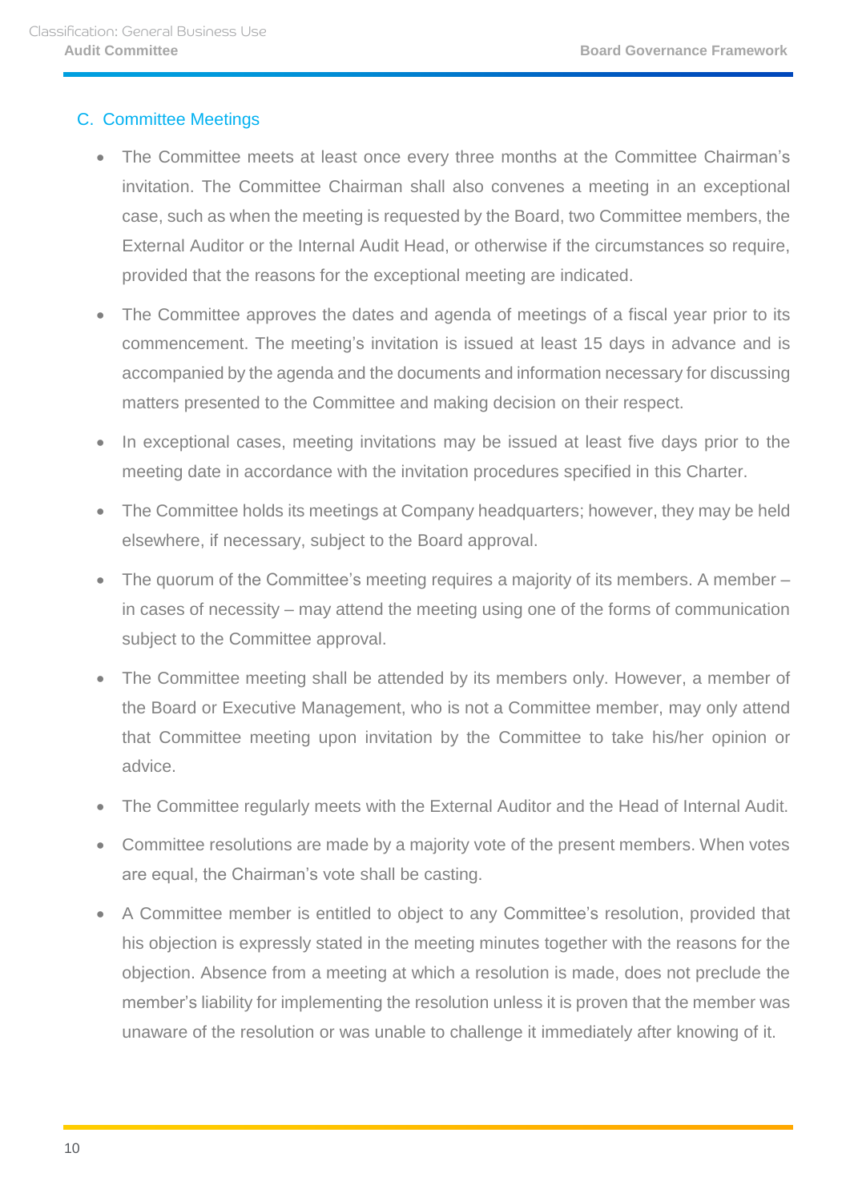## C. Committee Meetings

- The Committee meets at least once every three months at the Committee Chairman's invitation. The Committee Chairman shall also convenes a meeting in an exceptional case, such as when the meeting is requested by the Board, two Committee members, the External Auditor or the Internal Audit Head, or otherwise if the circumstances so require, provided that the reasons for the exceptional meeting are indicated.
- The Committee approves the dates and agenda of meetings of a fiscal year prior to its commencement. The meeting's invitation is issued at least 15 days in advance and is accompanied by the agenda and the documents and information necessary for discussing matters presented to the Committee and making decision on their respect.
- In exceptional cases, meeting invitations may be issued at least five days prior to the meeting date in accordance with the invitation procedures specified in this Charter.
- The Committee holds its meetings at Company headquarters; however, they may be held elsewhere, if necessary, subject to the Board approval.
- The quorum of the Committee's meeting requires a majority of its members. A member – in cases of necessity – may attend the meeting using one of the forms of communication subject to the Committee approval.
- The Committee meeting shall be attended by its members only. However, a member of the Board or Executive Management, who is not a Committee member, may only attend that Committee meeting upon invitation by the Committee to take his/her opinion or advice.
- The Committee regularly meets with the External Auditor and the Head of Internal Audit.
- Committee resolutions are made by a majority vote of the present members. When votes are equal, the Chairman's vote shall be casting.
- A Committee member is entitled to object to any Committee's resolution, provided that his objection is expressly stated in the meeting minutes together with the reasons for the objection. Absence from a meeting at which a resolution is made, does not preclude the member's liability for implementing the resolution unless it is proven that the member was unaware of the resolution or was unable to challenge it immediately after knowing of it.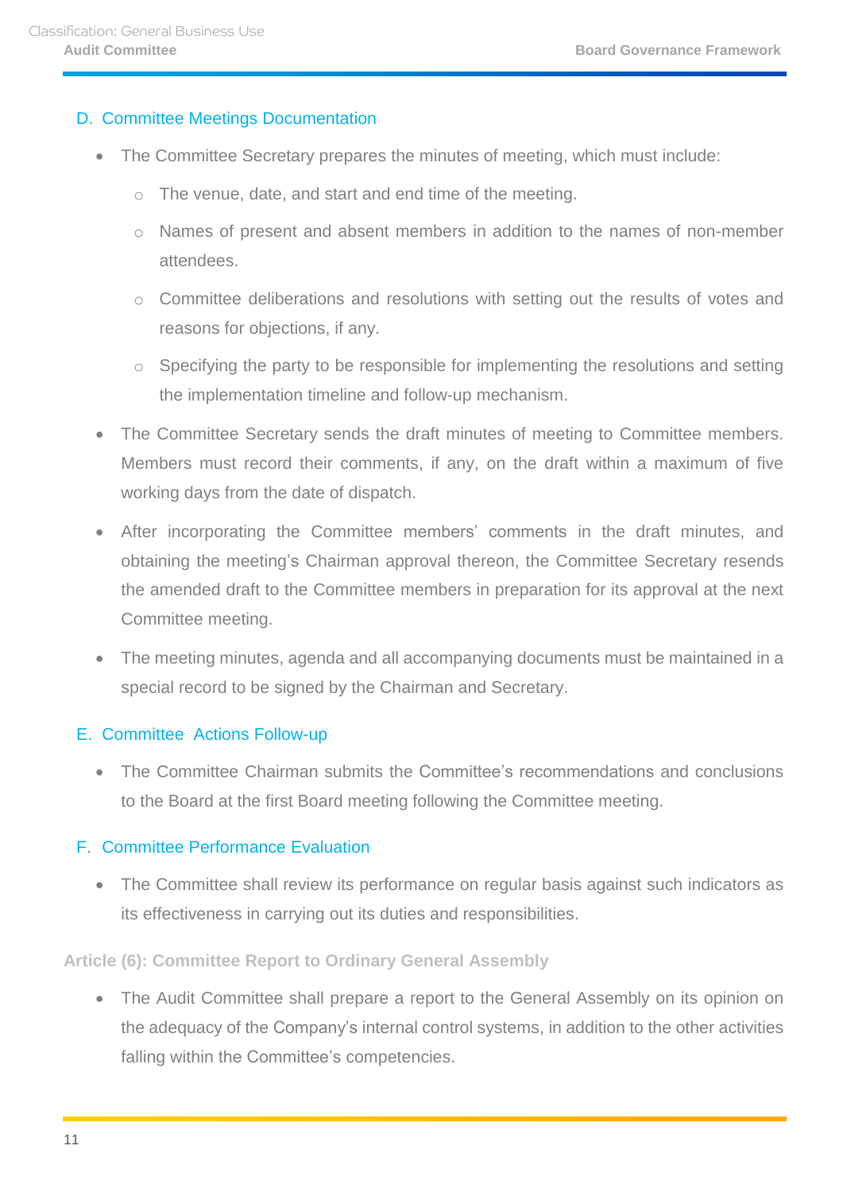### D. Committee Meetings Documentation

- The Committee Secretary prepares the minutes of meeting, which must include:
  - The venue, date, and start and end time of the meeting.
  - Names of present and absent members in addition to the names of non-member attendees.
  - Committee deliberations and resolutions with setting out the results of votes and reasons for objections, if any.
  - Specifying the party to be responsible for implementing the resolutions and setting the implementation timeline and follow-up mechanism.
- The Committee Secretary sends the draft minutes of meeting to Committee members. Members must record their comments, if any, on the draft within a maximum of five working days from the date of dispatch.
- After incorporating the Committee members' comments in the draft minutes, and obtaining the meeting's Chairman approval thereon, the Committee Secretary resends the amended draft to the Committee members in preparation for its approval at the next Committee meeting.
- The meeting minutes, agenda and all accompanying documents must be maintained in a special record to be signed by the Chairman and Secretary.

### E. Committee Actions Follow-up

- The Committee Chairman submits the Committee's recommendations and conclusions to the Board at the first Board meeting following the Committee meeting.

### F. Committee Performance Evaluation

- The Committee shall review its performance on regular basis against such indicators as its effectiveness in carrying out its duties and responsibilities.

## Article (6): Committee Report to Ordinary General Assembly

- The Audit Committee shall prepare a report to the General Assembly on its opinion on the adequacy of the Company's internal control systems, in addition to the other activities falling within the Committee's competencies.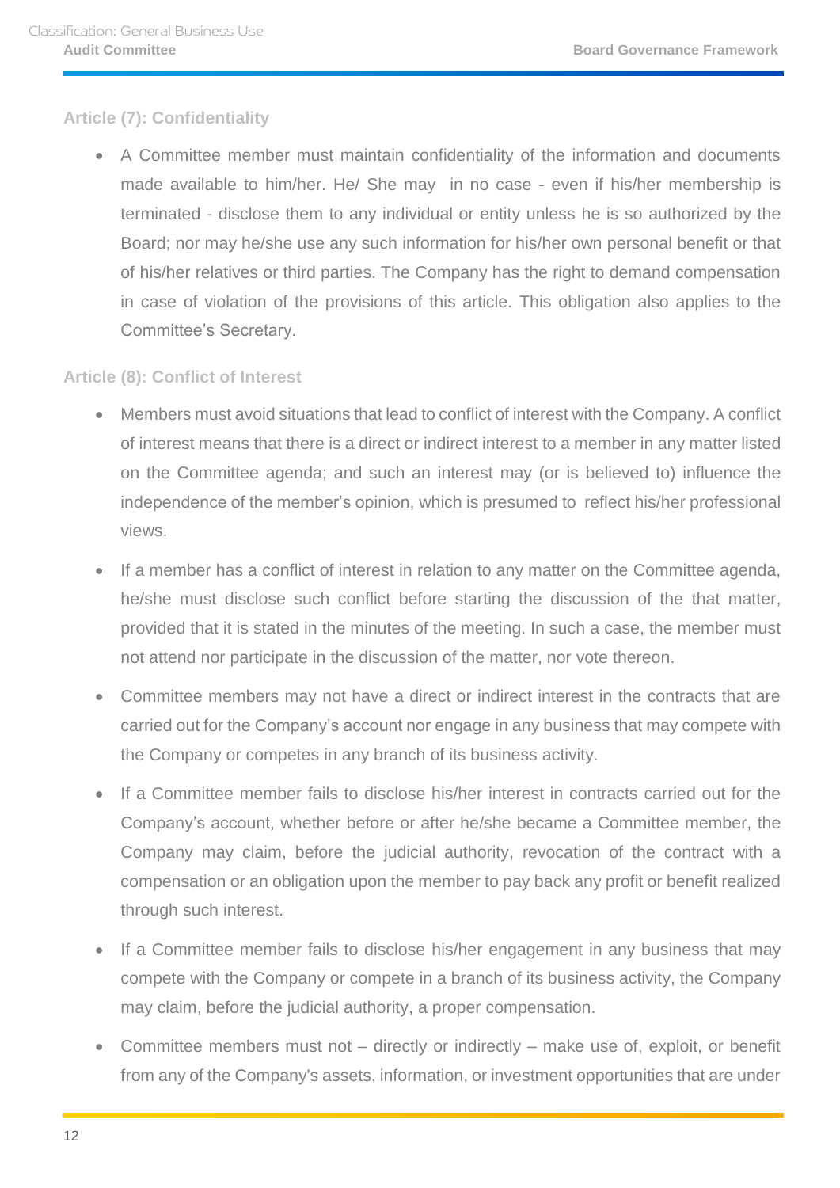### Article (7): Confidentiality

- A Committee member must maintain confidentiality of the information and documents made available to him/her. He/ She may in no case - even if his/her membership is terminated - disclose them to any individual or entity unless he is so authorized by the Board; nor may he/she use any such information for his/her own personal benefit or that of his/her relatives or third parties. The Company has the right to demand compensation in case of violation of the provisions of this article. This obligation also applies to the Committee's Secretary.

### Article (8): Conflict of Interest

- Members must avoid situations that lead to conflict of interest with the Company. A conflict of interest means that there is a direct or indirect interest to a member in any matter listed on the Committee agenda; and such an interest may (or is believed to) influence the independence of the member's opinion, which is presumed to reflect his/her professional views.
- If a member has a conflict of interest in relation to any matter on the Committee agenda, he/she must disclose such conflict before starting the discussion of the that matter, provided that it is stated in the minutes of the meeting. In such a case, the member must not attend nor participate in the discussion of the matter, nor vote thereon.
- Committee members may not have a direct or indirect interest in the contracts that are carried out for the Company's account nor engage in any business that may compete with the Company or competes in any branch of its business activity.
- If a Committee member fails to disclose his/her interest in contracts carried out for the Company's account, whether before or after he/she became a Committee member, the Company may claim, before the judicial authority, revocation of the contract with a compensation or an obligation upon the member to pay back any profit or benefit realized through such interest.
- If a Committee member fails to disclose his/her engagement in any business that may compete with the Company or compete in a branch of its business activity, the Company may claim, before the judicial authority, a proper compensation.
- Committee members must not – directly or indirectly – make use of, exploit, or benefit from any of the Company's assets, information, or investment opportunities that are under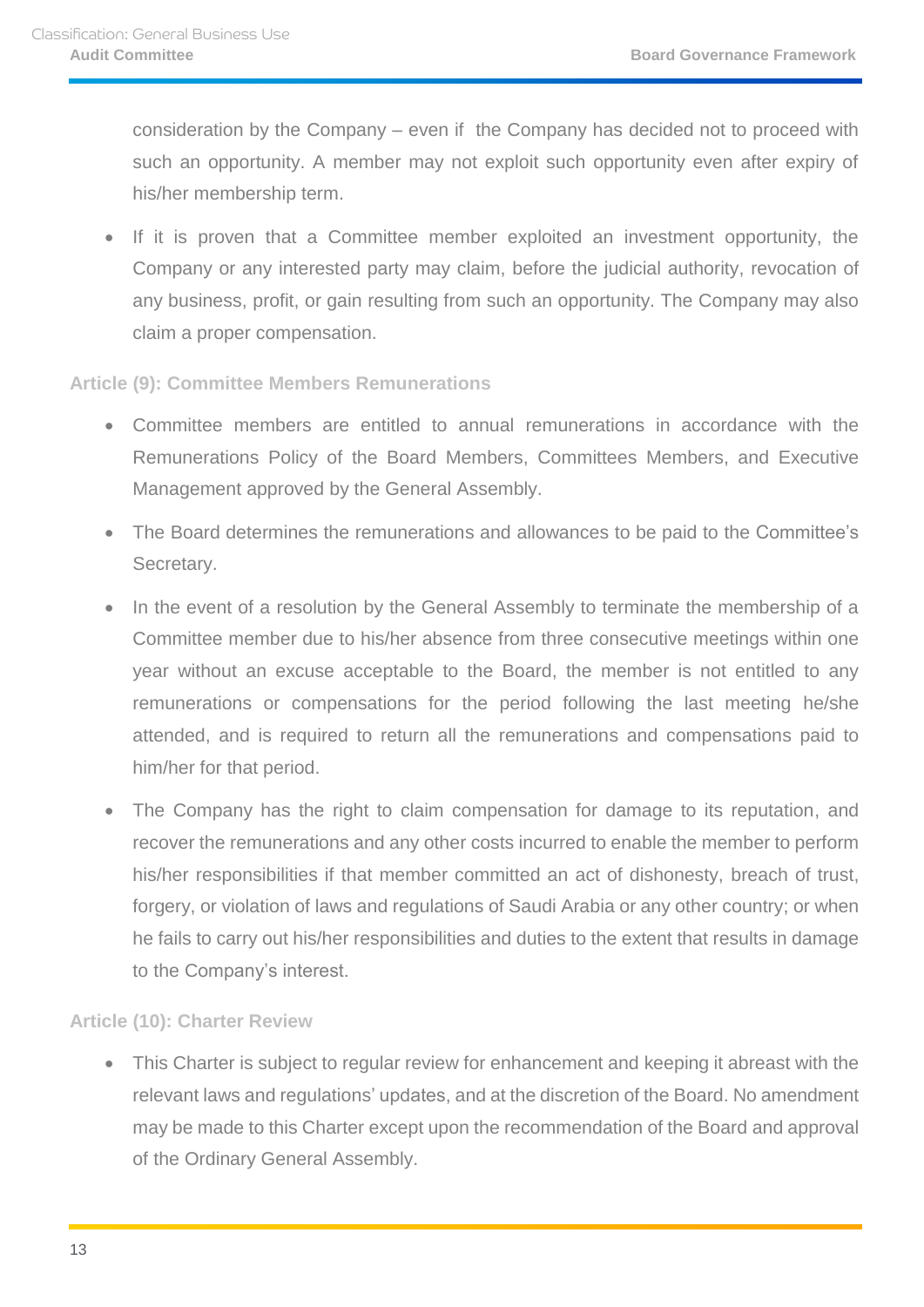consideration by the Company – even if the Company has decided not to proceed with such an opportunity. A member may not exploit such opportunity even after expiry of his/her membership term.

- If it is proven that a Committee member exploited an investment opportunity, the Company or any interested party may claim, before the judicial authority, revocation of any business, profit, or gain resulting from such an opportunity. The Company may also claim a proper compensation.

### Article (9): Committee Members Remunerations

- Committee members are entitled to annual remunerations in accordance with the Remunerations Policy of the Board Members, Committees Members, and Executive Management approved by the General Assembly.
- The Board determines the remunerations and allowances to be paid to the Committee's Secretary.
- In the event of a resolution by the General Assembly to terminate the membership of a Committee member due to his/her absence from three consecutive meetings within one year without an excuse acceptable to the Board, the member is not entitled to any remunerations or compensations for the period following the last meeting he/she attended, and is required to return all the remunerations and compensations paid to him/her for that period.
- The Company has the right to claim compensation for damage to its reputation, and recover the remunerations and any other costs incurred to enable the member to perform his/her responsibilities if that member committed an act of dishonesty, breach of trust, forgery, or violation of laws and regulations of Saudi Arabia or any other country; or when he fails to carry out his/her responsibilities and duties to the extent that results in damage to the Company's interest.

### Article (10): Charter Review

- This Charter is subject to regular review for enhancement and keeping it abreast with the relevant laws and regulations' updates, and at the discretion of the Board. No amendment may be made to this Charter except upon the recommendation of the Board and approval of the Ordinary General Assembly.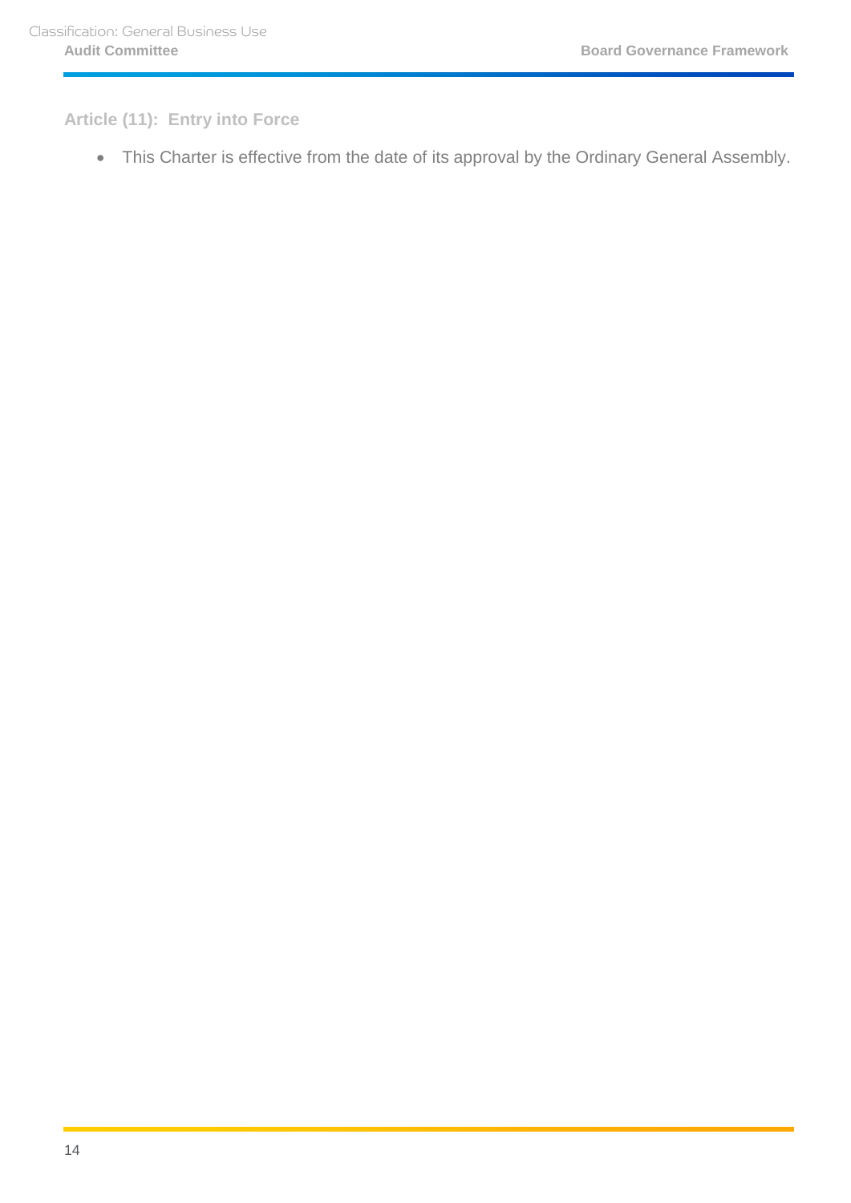## Article (11): Entry into Force

- This Charter is effective from the date of its approval by the Ordinary General Assembly.